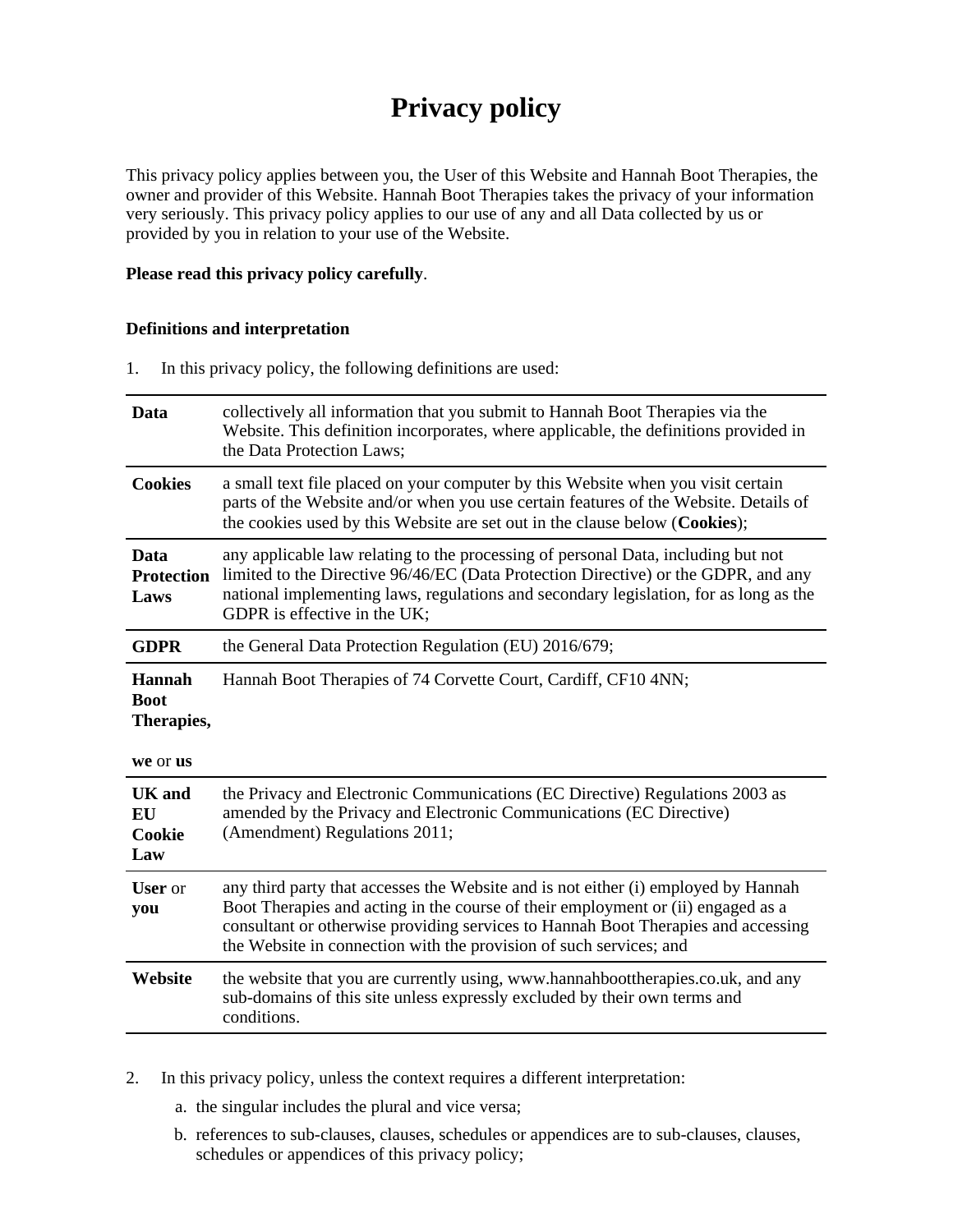# Privacy policy

This privacy policy applies between you, the User of this Website and Hannah Boot Therapies, the owner and provider of this Website. Hannah Boot Therapies takes the privacy of your information very seriously. This privacy policy applies to our use of any and all Data collected by us or provided by you in relation to your use of the Website.

**Please read this privacy policy carefully**.

**Definitions and interpretation**

1. In this privacy policy, the following definitions are used:

| | |
|---|---|
| **Data** | collectively all information that you submit to Hannah Boot Therapies via the Website. This definition incorporates, where applicable, the definitions provided in the Data Protection Laws; |
| **Cookies** | a small text file placed on your computer by this Website when you visit certain parts of the Website and/or when you use certain features of the Website. Details of the cookies used by this Website are set out in the clause below (**Cookies**); |
| **Data Protection Laws** | any applicable law relating to the processing of personal Data, including but not limited to the Directive 96/46/EC (Data Protection Directive) or the GDPR, and any national implementing laws, regulations and secondary legislation, for as long as the GDPR is effective in the UK; |
| **GDPR** | the General Data Protection Regulation (EU) 2016/679; |
| **Hannah Boot Therapies,** **we** or **us** | Hannah Boot Therapies of 74 Corvette Court, Cardiff, CF10 4NN; |
| **UK and EU Cookie Law** | the Privacy and Electronic Communications (EC Directive) Regulations 2003 as amended by the Privacy and Electronic Communications (EC Directive) (Amendment) Regulations 2011; |
| **User** or **you** | any third party that accesses the Website and is not either (i) employed by Hannah Boot Therapies and acting in the course of their employment or (ii) engaged as a consultant or otherwise providing services to Hannah Boot Therapies and accessing the Website in connection with the provision of such services; and |
| **Website** | the website that you are currently using, www.hannahboottherapies.co.uk, and any sub-domains of this site unless expressly excluded by their own terms and conditions. |

2. In this privacy policy, unless the context requires a different interpretation:
   a. the singular includes the plural and vice versa;
   b. references to sub-clauses, clauses, schedules or appendices are to sub-clauses, clauses, schedules or appendices of this privacy policy;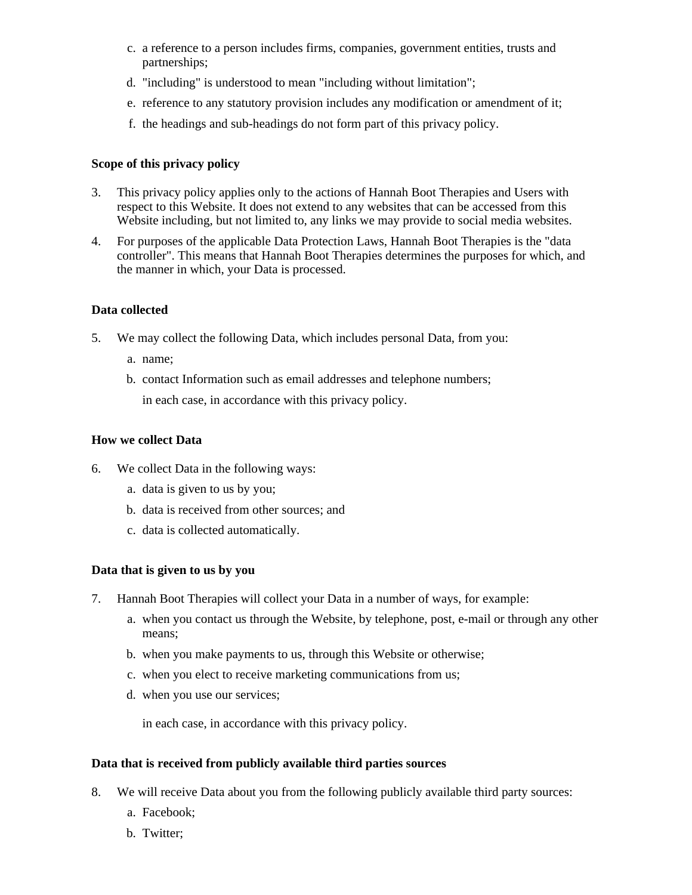c. a reference to a person includes firms, companies, government entities, trusts and partnerships;
d. "including" is understood to mean "including without limitation";
e. reference to any statutory provision includes any modification or amendment of it;
f. the headings and sub-headings do not form part of this privacy policy.

**Scope of this privacy policy**

3. This privacy policy applies only to the actions of Hannah Boot Therapies and Users with respect to this Website. It does not extend to any websites that can be accessed from this Website including, but not limited to, any links we may provide to social media websites.
4. For purposes of the applicable Data Protection Laws, Hannah Boot Therapies is the "data controller". This means that Hannah Boot Therapies determines the purposes for which, and the manner in which, your Data is processed.

**Data collected**

5. We may collect the following Data, which includes personal Data, from you:
    a. name;
    b. contact Information such as email addresses and telephone numbers;

    in each case, in accordance with this privacy policy.

**How we collect Data**

6. We collect Data in the following ways:
    a. data is given to us by you;
    b. data is received from other sources; and
    c. data is collected automatically.

**Data that is given to us by you**

7. Hannah Boot Therapies will collect your Data in a number of ways, for example:
    a. when you contact us through the Website, by telephone, post, e-mail or through any other means;
    b. when you make payments to us, through this Website or otherwise;
    c. when you elect to receive marketing communications from us;
    d. when you use our services;

    in each case, in accordance with this privacy policy.

**Data that is received from publicly available third parties sources**

8. We will receive Data about you from the following publicly available third party sources:
    a. Facebook;
    b. Twitter;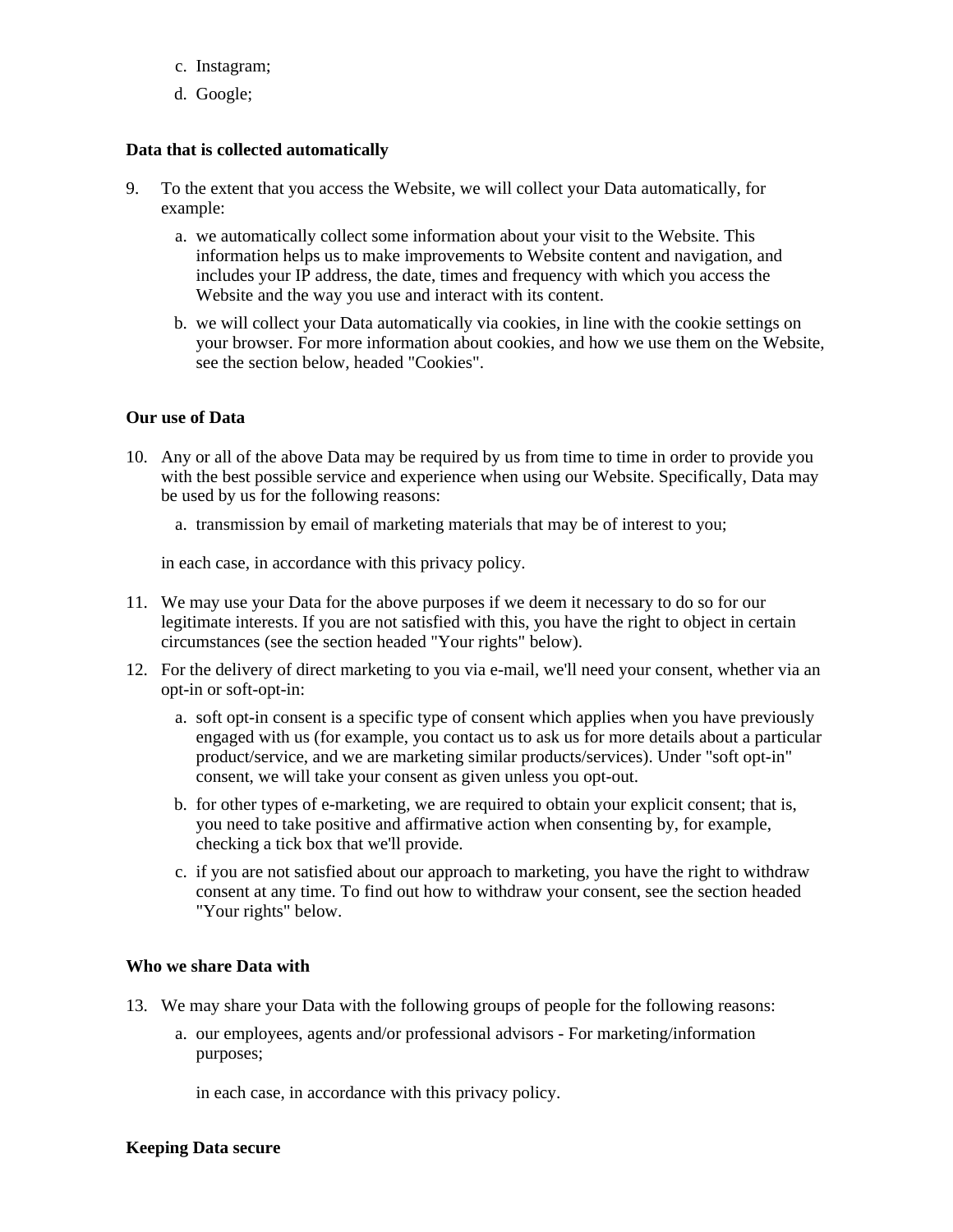c. Instagram;
   d. Google;

**Data that is collected automatically**

9. To the extent that you access the Website, we will collect your Data automatically, for example:
   a. we automatically collect some information about your visit to the Website. This information helps us to make improvements to Website content and navigation, and includes your IP address, the date, times and frequency with which you access the Website and the way you use and interact with its content.
   b. we will collect your Data automatically via cookies, in line with the cookie settings on your browser. For more information about cookies, and how we use them on the Website, see the section below, headed "Cookies".

**Our use of Data**

10. Any or all of the above Data may be required by us from time to time in order to provide you with the best possible service and experience when using our Website. Specifically, Data may be used by us for the following reasons:
    a. transmission by email of marketing materials that may be of interest to you;

    in each case, in accordance with this privacy policy.

11. We may use your Data for the above purposes if we deem it necessary to do so for our legitimate interests. If you are not satisfied with this, you have the right to object in certain circumstances (see the section headed "Your rights" below).
12. For the delivery of direct marketing to you via e-mail, we'll need your consent, whether via an opt-in or soft-opt-in:
    a. soft opt-in consent is a specific type of consent which applies when you have previously engaged with us (for example, you contact us to ask us for more details about a particular product/service, and we are marketing similar products/services). Under "soft opt-in" consent, we will take your consent as given unless you opt-out.
    b. for other types of e-marketing, we are required to obtain your explicit consent; that is, you need to take positive and affirmative action when consenting by, for example, checking a tick box that we'll provide.
    c. if you are not satisfied about our approach to marketing, you have the right to withdraw consent at any time. To find out how to withdraw your consent, see the section headed "Your rights" below.

**Who we share Data with**

13. We may share your Data with the following groups of people for the following reasons:
    a. our employees, agents and/or professional advisors - For marketing/information purposes;

       in each case, in accordance with this privacy policy.

**Keeping Data secure**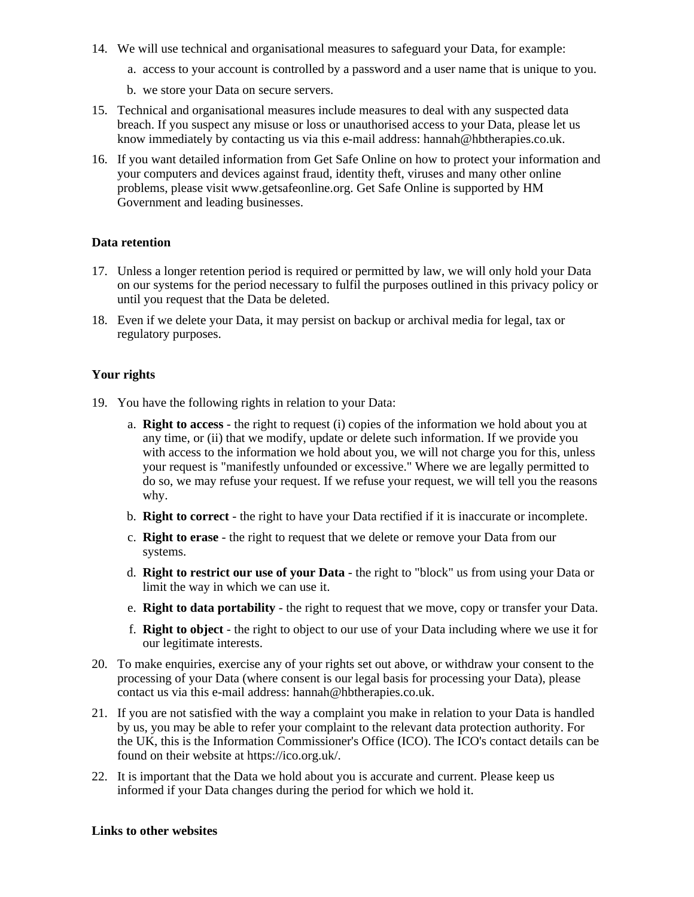14. We will use technical and organisational measures to safeguard your Data, for example:

    a. access to your account is controlled by a password and a user name that is unique to you.

    b. we store your Data on secure servers.

15. Technical and organisational measures include measures to deal with any suspected data breach. If you suspect any misuse or loss or unauthorised access to your Data, please let us know immediately by contacting us via this e-mail address: hannah@hbtherapies.co.uk.

16. If you want detailed information from Get Safe Online on how to protect your information and your computers and devices against fraud, identity theft, viruses and many other online problems, please visit www.getsafeonline.org. Get Safe Online is supported by HM Government and leading businesses.

**Data retention**

17. Unless a longer retention period is required or permitted by law, we will only hold your Data on our systems for the period necessary to fulfil the purposes outlined in this privacy policy or until you request that the Data be deleted.

18. Even if we delete your Data, it may persist on backup or archival media for legal, tax or regulatory purposes.

**Your rights**

19. You have the following rights in relation to your Data:

    a. **Right to access** - the right to request (i) copies of the information we hold about you at any time, or (ii) that we modify, update or delete such information. If we provide you with access to the information we hold about you, we will not charge you for this, unless your request is "manifestly unfounded or excessive." Where we are legally permitted to do so, we may refuse your request. If we refuse your request, we will tell you the reasons why.

    b. **Right to correct** - the right to have your Data rectified if it is inaccurate or incomplete.

    c. **Right to erase** - the right to request that we delete or remove your Data from our systems.

    d. **Right to restrict our use of your Data** - the right to "block" us from using your Data or limit the way in which we can use it.

    e. **Right to data portability** - the right to request that we move, copy or transfer your Data.

    f. **Right to object** - the right to object to our use of your Data including where we use it for our legitimate interests.

20. To make enquiries, exercise any of your rights set out above, or withdraw your consent to the processing of your Data (where consent is our legal basis for processing your Data), please contact us via this e-mail address: hannah@hbtherapies.co.uk.

21. If you are not satisfied with the way a complaint you make in relation to your Data is handled by us, you may be able to refer your complaint to the relevant data protection authority. For the UK, this is the Information Commissioner's Office (ICO). The ICO's contact details can be found on their website at https://ico.org.uk/.

22. It is important that the Data we hold about you is accurate and current. Please keep us informed if your Data changes during the period for which we hold it.

**Links to other websites**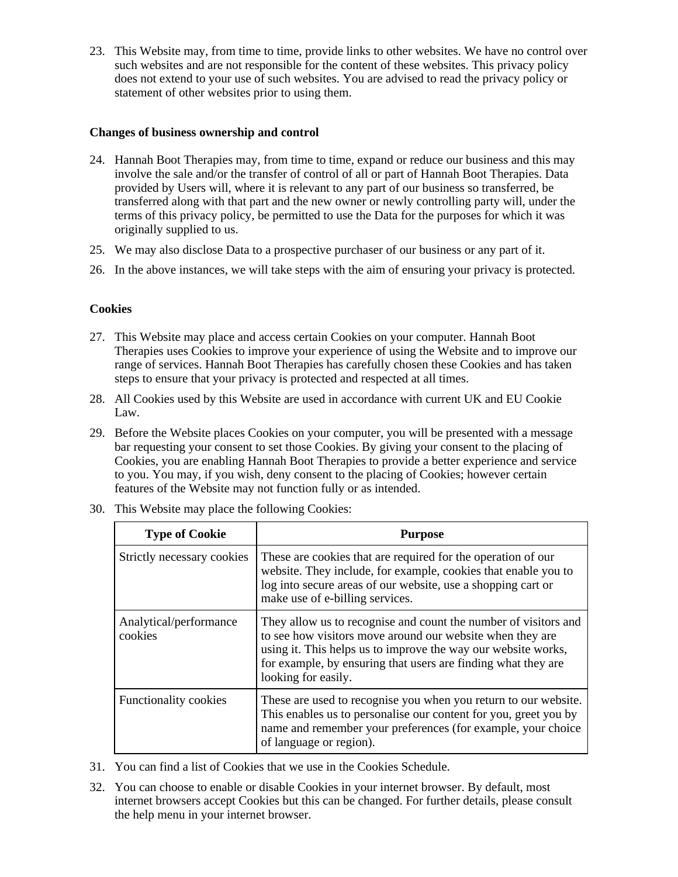23. This Website may, from time to time, provide links to other websites. We have no control over such websites and are not responsible for the content of these websites. This privacy policy does not extend to your use of such websites. You are advised to read the privacy policy or statement of other websites prior to using them.

**Changes of business ownership and control**

24. Hannah Boot Therapies may, from time to time, expand or reduce our business and this may involve the sale and/or the transfer of control of all or part of Hannah Boot Therapies. Data provided by Users will, where it is relevant to any part of our business so transferred, be transferred along with that part and the new owner or newly controlling party will, under the terms of this privacy policy, be permitted to use the Data for the purposes for which it was originally supplied to us.
25. We may also disclose Data to a prospective purchaser of our business or any part of it.
26. In the above instances, we will take steps with the aim of ensuring your privacy is protected.

**Cookies**

27. This Website may place and access certain Cookies on your computer. Hannah Boot Therapies uses Cookies to improve your experience of using the Website and to improve our range of services. Hannah Boot Therapies has carefully chosen these Cookies and has taken steps to ensure that your privacy is protected and respected at all times.
28. All Cookies used by this Website are used in accordance with current UK and EU Cookie Law.
29. Before the Website places Cookies on your computer, you will be presented with a message bar requesting your consent to set those Cookies. By giving your consent to the placing of Cookies, you are enabling Hannah Boot Therapies to provide a better experience and service to you. You may, if you wish, deny consent to the placing of Cookies; however certain features of the Website may not function fully or as intended.
30. This Website may place the following Cookies:

| Type of Cookie | Purpose |
| --- | --- |
| Strictly necessary cookies | These are cookies that are required for the operation of our website. They include, for example, cookies that enable you to log into secure areas of our website, use a shopping cart or make use of e-billing services. |
| Analytical/performance cookies | They allow us to recognise and count the number of visitors and to see how visitors move around our website when they are using it. This helps us to improve the way our website works, for example, by ensuring that users are finding what they are looking for easily. |
| Functionality cookies | These are used to recognise you when you return to our website. This enables us to personalise our content for you, greet you by name and remember your preferences (for example, your choice of language or region). |

31. You can find a list of Cookies that we use in the Cookies Schedule.
32. You can choose to enable or disable Cookies in your internet browser. By default, most internet browsers accept Cookies but this can be changed. For further details, please consult the help menu in your internet browser.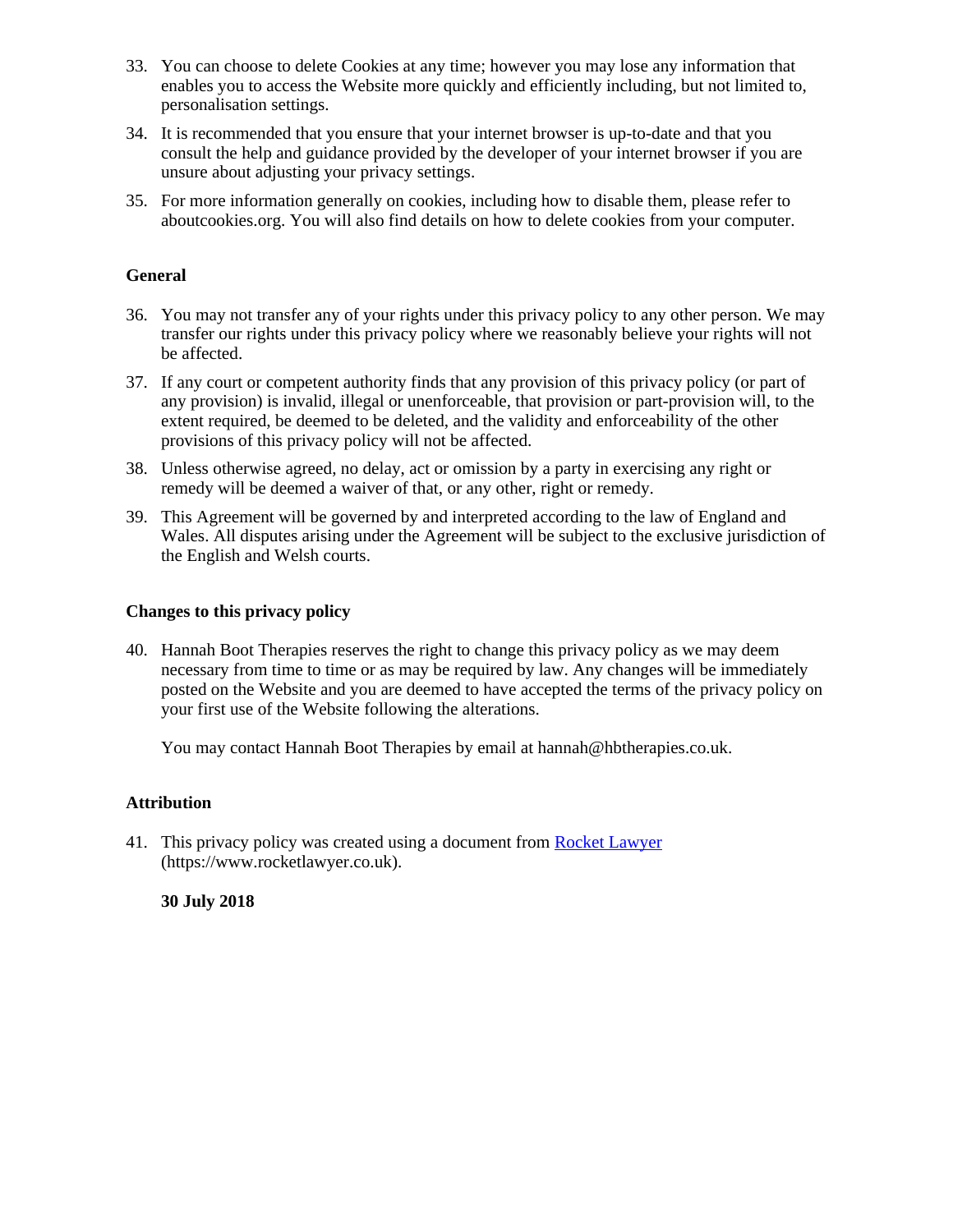33. You can choose to delete Cookies at any time; however you may lose any information that enables you to access the Website more quickly and efficiently including, but not limited to, personalisation settings.

34. It is recommended that you ensure that your internet browser is up-to-date and that you consult the help and guidance provided by the developer of your internet browser if you are unsure about adjusting your privacy settings.

35. For more information generally on cookies, including how to disable them, please refer to aboutcookies.org. You will also find details on how to delete cookies from your computer.

**General**

36. You may not transfer any of your rights under this privacy policy to any other person. We may transfer our rights under this privacy policy where we reasonably believe your rights will not be affected.

37. If any court or competent authority finds that any provision of this privacy policy (or part of any provision) is invalid, illegal or unenforceable, that provision or part-provision will, to the extent required, be deemed to be deleted, and the validity and enforceability of the other provisions of this privacy policy will not be affected.

38. Unless otherwise agreed, no delay, act or omission by a party in exercising any right or remedy will be deemed a waiver of that, or any other, right or remedy.

39. This Agreement will be governed by and interpreted according to the law of England and Wales. All disputes arising under the Agreement will be subject to the exclusive jurisdiction of the English and Welsh courts.

**Changes to this privacy policy**

40. Hannah Boot Therapies reserves the right to change this privacy policy as we may deem necessary from time to time or as may be required by law. Any changes will be immediately posted on the Website and you are deemed to have accepted the terms of the privacy policy on your first use of the Website following the alterations.

    You may contact Hannah Boot Therapies by email at hannah@hbtherapies.co.uk.

**Attribution**

41. This privacy policy was created using a document from [Rocket Lawyer](https://www.rocketlawyer.co.uk) (https://www.rocketlawyer.co.uk).

    **30 July 2018**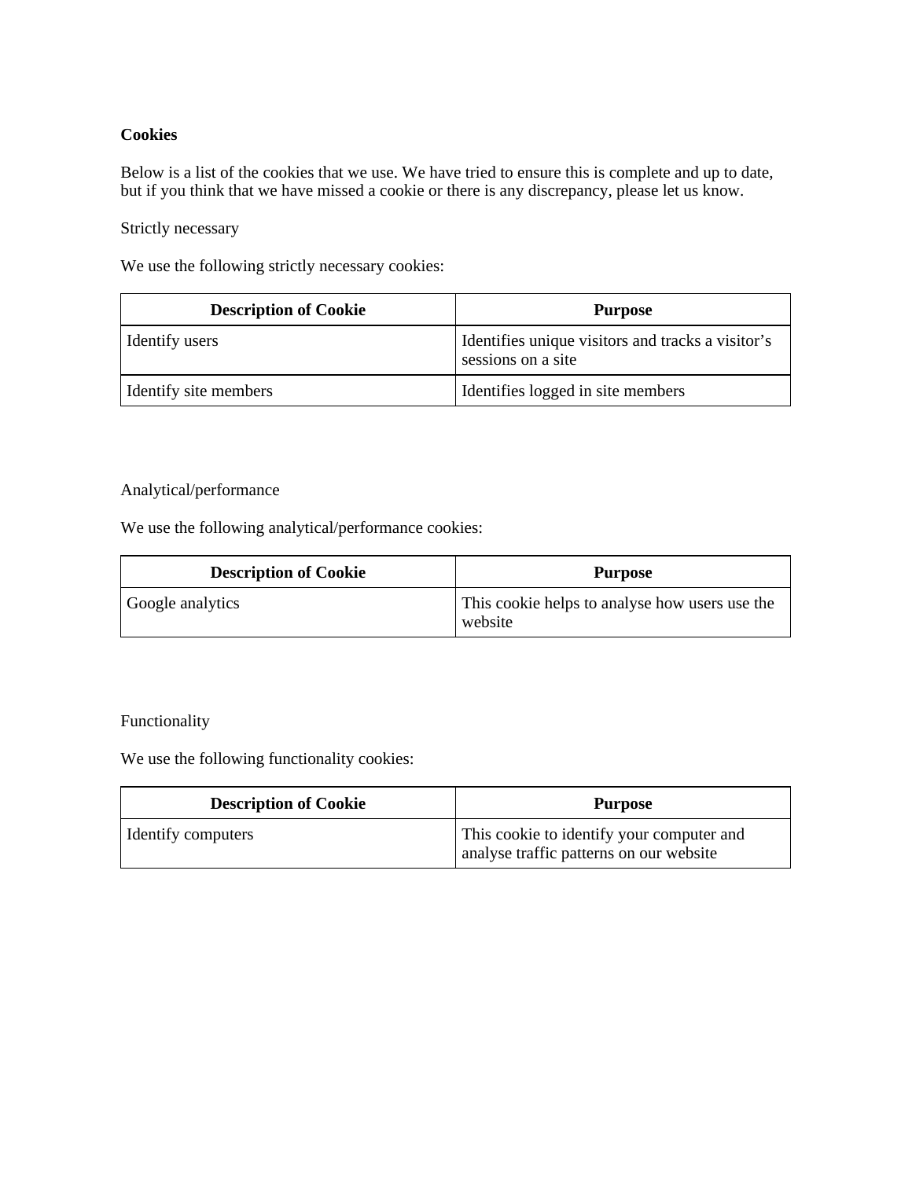**Cookies**

Below is a list of the cookies that we use. We have tried to ensure this is complete and up to date, but if you think that we have missed a cookie or there is any discrepancy, please let us know.

Strictly necessary

We use the following strictly necessary cookies:

| Description of Cookie | Purpose |
| --- | --- |
| Identify users | Identifies unique visitors and tracks a visitor's sessions on a site |
| Identify site members | Identifies logged in site members |

Analytical/performance

We use the following analytical/performance cookies:

| Description of Cookie | Purpose |
| --- | --- |
| Google analytics | This cookie helps to analyse how users use the website |

Functionality

We use the following functionality cookies:

| Description of Cookie | Purpose |
| --- | --- |
| Identify computers | This cookie to identify your computer and analyse traffic patterns on our website |